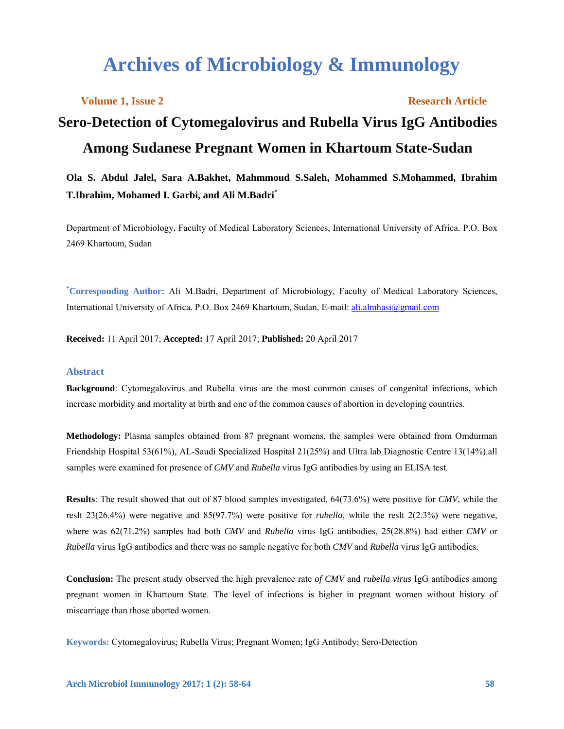# Archives of Microbiology & Immunology

**Volume 1, Issue 2** **Research Article**

## Sero-Detection of Cytomegalovirus and Rubella Virus IgG Antibodies Among Sudanese Pregnant Women in Khartoum State-Sudan

**Ola S. Abdul Jalel, Sara A.Bakhet, Mahmmoud S.Saleh, Mohammed S.Mohammed, Ibrahim T.Ibrahim, Mohamed I. Garbi, and Ali M.Badri***

Department of Microbiology, Faculty of Medical Laboratory Sciences, International University of Africa. P.O. Box 2469 Khartoum, Sudan

***Corresponding Author:** Ali M.Badri, Department of Microbiology, Faculty of Medical Laboratory Sciences, International University of Africa. P.O. Box 2469 Khartoum, Sudan, E-mail: ali.almhasi@gmail.com

**Received:** 11 April 2017; **Accepted:** 17 April 2017; **Published:** 20 April 2017

### Abstract

**Background**: Cytomegalovirus and Rubella virus are the most common causes of congenital infections, which increase morbidity and mortality at birth and one of the common causes of abortion in developing countries.

**Methodology:** Plasma samples obtained from 87 pregnant womens, the samples were obtained from Omdurman Friendship Hospital 53(61%), AL-Saudi Specialized Hospital 21(25%) and Ultra lab Diagnostic Centre 13(14%).all samples were examined for presence of *CMV* and *Rubella* virus IgG antibodies by using an ELISA test.

**Results**: The result showed that out of 87 blood samples investigated, 64(73.6%) were positive for *CMV*, while the reslt 23(26.4%) were negative and 85(97.7%) were positive for *rubella*, while the reslt 2(2.3%) were negative, where was 62(71.2%) samples had both *CMV* and *Rubella* virus IgG antibodies, 25(28.8%) had either *CMV* or *Rubella* virus IgG antibodies and there was no sample negative for both *CMV* and *Rubella* virus IgG antibodies.

**Conclusion:** The present study observed the high prevalence rate *of CMV* and *rubella virus* IgG antibodies among pregnant women in Khartoum State. The level of infections is higher in pregnant women without history of miscarriage than those aborted women.

**Keywords:** Cytomegalovirus; Rubella Virus; Pregnant Women; IgG Antibody; Sero-Detection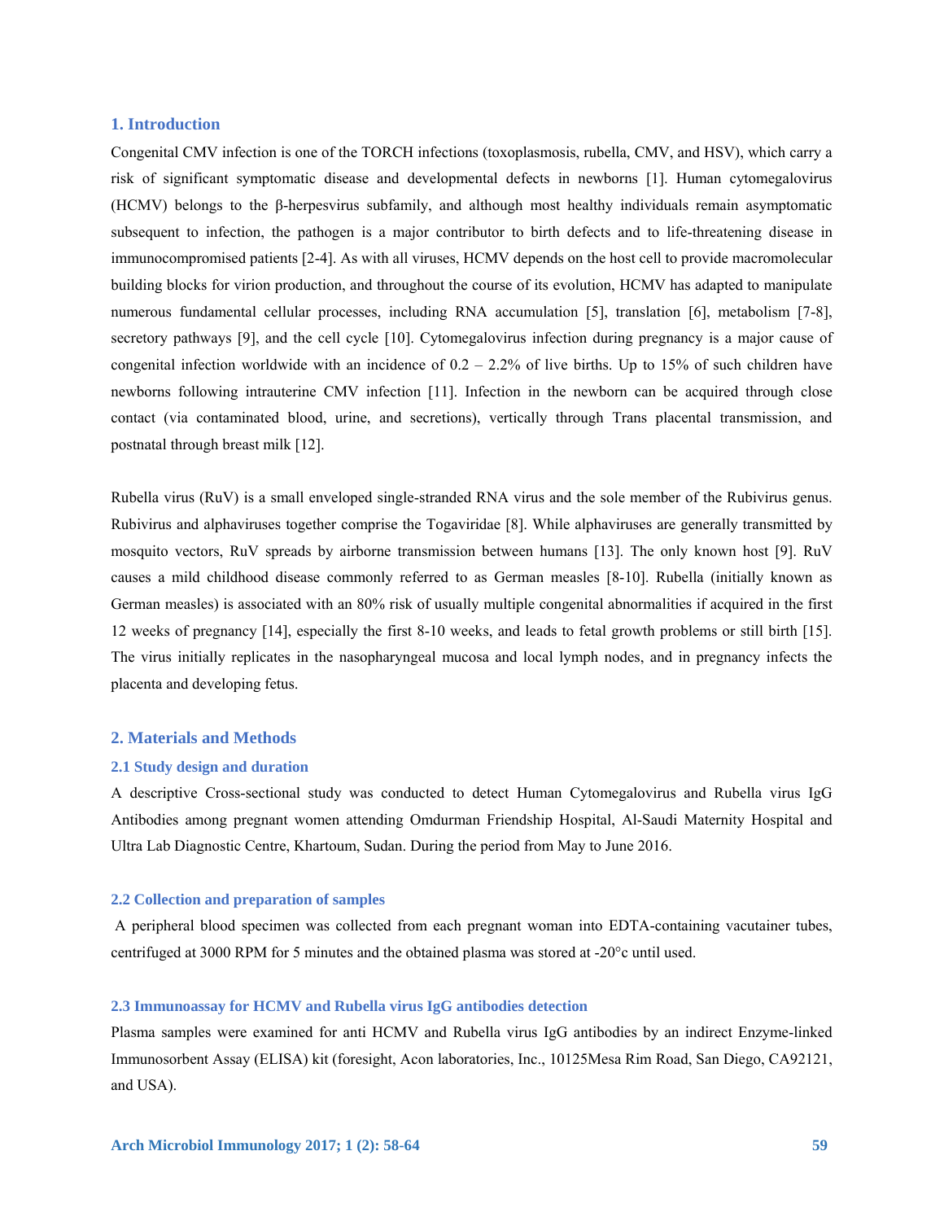## 1. Introduction

Congenital CMV infection is one of the TORCH infections (toxoplasmosis, rubella, CMV, and HSV), which carry a risk of significant symptomatic disease and developmental defects in newborns [1]. Human cytomegalovirus (HCMV) belongs to the β-herpesvirus subfamily, and although most healthy individuals remain asymptomatic subsequent to infection, the pathogen is a major contributor to birth defects and to life-threatening disease in immunocompromised patients [2-4]. As with all viruses, HCMV depends on the host cell to provide macromolecular building blocks for virion production, and throughout the course of its evolution, HCMV has adapted to manipulate numerous fundamental cellular processes, including RNA accumulation [5], translation [6], metabolism [7-8], secretory pathways [9], and the cell cycle [10]. Cytomegalovirus infection during pregnancy is a major cause of congenital infection worldwide with an incidence of 0.2 – 2.2% of live births. Up to 15% of such children have newborns following intrauterine CMV infection [11]. Infection in the newborn can be acquired through close contact (via contaminated blood, urine, and secretions), vertically through Trans placental transmission, and postnatal through breast milk [12].

Rubella virus (RuV) is a small enveloped single-stranded RNA virus and the sole member of the Rubivirus genus. Rubivirus and alphaviruses together comprise the Togaviridae [8]. While alphaviruses are generally transmitted by mosquito vectors, RuV spreads by airborne transmission between humans [13]. The only known host [9]. RuV causes a mild childhood disease commonly referred to as German measles [8-10]. Rubella (initially known as German measles) is associated with an 80% risk of usually multiple congenital abnormalities if acquired in the first 12 weeks of pregnancy [14], especially the first 8-10 weeks, and leads to fetal growth problems or still birth [15]. The virus initially replicates in the nasopharyngeal mucosa and local lymph nodes, and in pregnancy infects the placenta and developing fetus.

## 2. Materials and Methods

### 2.1 Study design and duration

A descriptive Cross-sectional study was conducted to detect Human Cytomegalovirus and Rubella virus IgG Antibodies among pregnant women attending Omdurman Friendship Hospital, Al-Saudi Maternity Hospital and Ultra Lab Diagnostic Centre, Khartoum, Sudan. During the period from May to June 2016.

### 2.2 Collection and preparation of samples

A peripheral blood specimen was collected from each pregnant woman into EDTA-containing vacutainer tubes, centrifuged at 3000 RPM for 5 minutes and the obtained plasma was stored at -20°c until used.

### 2.3 Immunoassay for HCMV and Rubella virus IgG antibodies detection

Plasma samples were examined for anti HCMV and Rubella virus IgG antibodies by an indirect Enzyme-linked Immunosorbent Assay (ELISA) kit (foresight, Acon laboratories, Inc., 10125Mesa Rim Road, San Diego, CA92121, and USA).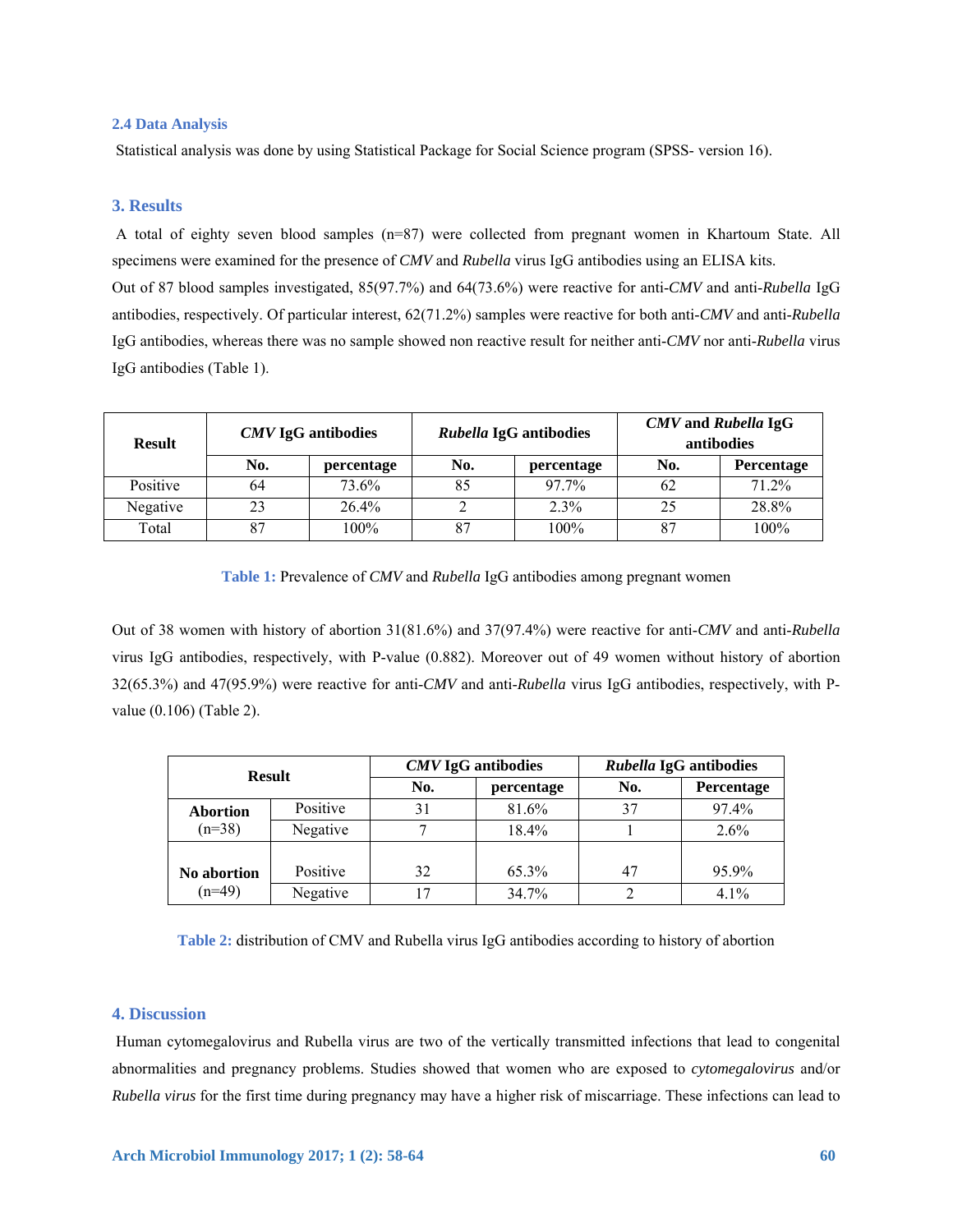### 2.4 Data Analysis

Statistical analysis was done by using Statistical Package for Social Science program (SPSS- version 16).

## 3. Results

A total of eighty seven blood samples (n=87) were collected from pregnant women in Khartoum State. All specimens were examined for the presence of *CMV* and *Rubella* virus IgG antibodies using an ELISA kits.

Out of 87 blood samples investigated, 85(97.7%) and 64(73.6%) were reactive for anti-*CMV* and anti-*Rubella* IgG antibodies, respectively. Of particular interest, 62(71.2%) samples were reactive for both anti-*CMV* and anti-*Rubella* IgG antibodies, whereas there was no sample showed non reactive result for neither anti-*CMV* nor anti-*Rubella* virus IgG antibodies (Table 1).

| Result | *CMV* IgG antibodies | | *Rubella* IgG antibodies | | *CMV* and *Rubella* IgG antibodies | |
|---|---|---|---|---|---|---|
| | No. | percentage | No. | percentage | No. | Percentage |
| Positive | 64 | 73.6% | 85 | 97.7% | 62 | 71.2% |
| Negative | 23 | 26.4% | 2 | 2.3% | 25 | 28.8% |
| Total | 87 | 100% | 87 | 100% | 87 | 100% |

**Table 1:** Prevalence of *CMV* and *Rubella* IgG antibodies among pregnant women

Out of 38 women with history of abortion 31(81.6%) and 37(97.4%) were reactive for anti-*CMV* and anti-*Rubella* virus IgG antibodies, respectively, with P-value (0.882). Moreover out of 49 women without history of abortion 32(65.3%) and 47(95.9%) were reactive for anti-*CMV* and anti-*Rubella* virus IgG antibodies, respectively, with P-value (0.106) (Table 2).

| Result | | *CMV* IgG antibodies | | *Rubella* IgG antibodies | |
|---|---|---|---|---|---|
| | | No. | percentage | No. | Percentage |
| **Abortion** (n=38) | Positive | 31 | 81.6% | 37 | 97.4% |
| | Negative | 7 | 18.4% | 1 | 2.6% |
| **No abortion** (n=49) | Positive | 32 | 65.3% | 47 | 95.9% |
| | Negative | 17 | 34.7% | 2 | 4.1% |

**Table 2:** distribution of CMV and Rubella virus IgG antibodies according to history of abortion

## 4. Discussion

Human cytomegalovirus and Rubella virus are two of the vertically transmitted infections that lead to congenital abnormalities and pregnancy problems. Studies showed that women who are exposed to *cytomegalovirus* and/or *Rubella virus* for the first time during pregnancy may have a higher risk of miscarriage. These infections can lead to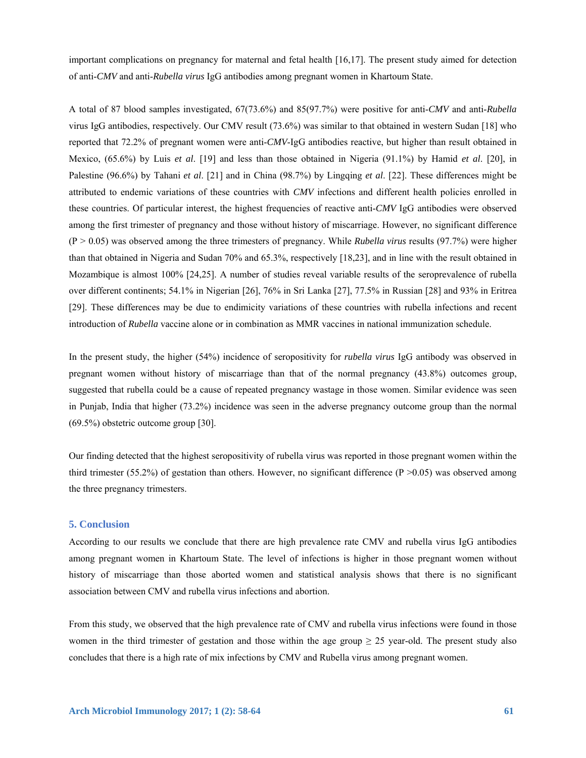important complications on pregnancy for maternal and fetal health [16,17]. The present study aimed for detection of anti-*CMV* and anti-*Rubella virus* IgG antibodies among pregnant women in Khartoum State.

A total of 87 blood samples investigated, 67(73.6%) and 85(97.7%) were positive for anti-*CMV* and anti-*Rubella* virus IgG antibodies, respectively. Our CMV result (73.6%) was similar to that obtained in western Sudan [18] who reported that 72.2% of pregnant women were anti-*CMV*-IgG antibodies reactive, but higher than result obtained in Mexico, (65.6%) by Luis *et al*. [19] and less than those obtained in Nigeria (91.1%) by Hamid *et al*. [20], in Palestine (96.6%) by Tahani *et al*. [21] and in China (98.7%) by Lingqing *et al*. [22]. These differences might be attributed to endemic variations of these countries with *CMV* infections and different health policies enrolled in these countries. Of particular interest, the highest frequencies of reactive anti-*CMV* IgG antibodies were observed among the first trimester of pregnancy and those without history of miscarriage. However, no significant difference ($P > 0.05$) was observed among the three trimesters of pregnancy. While *Rubella virus* results (97.7%) were higher than that obtained in Nigeria and Sudan 70% and 65.3%, respectively [18,23], and in line with the result obtained in Mozambique is almost 100% [24,25]. A number of studies reveal variable results of the seroprevalence of rubella over different continents; 54.1% in Nigerian [26], 76% in Sri Lanka [27], 77.5% in Russian [28] and 93% in Eritrea [29]. These differences may be due to endimicity variations of these countries with rubella infections and recent introduction of *Rubella* vaccine alone or in combination as MMR vaccines in national immunization schedule.

In the present study, the higher (54%) incidence of seropositivity for *rubella virus* IgG antibody was observed in pregnant women without history of miscarriage than that of the normal pregnancy (43.8%) outcomes group, suggested that rubella could be a cause of repeated pregnancy wastage in those women. Similar evidence was seen in Punjab, India that higher (73.2%) incidence was seen in the adverse pregnancy outcome group than the normal (69.5%) obstetric outcome group [30].

Our finding detected that the highest seropositivity of rubella virus was reported in those pregnant women within the third trimester (55.2%) of gestation than others. However, no significant difference ($P > 0.05$) was observed among the three pregnancy trimesters.

## 5. Conclusion

According to our results we conclude that there are high prevalence rate CMV and rubella virus IgG antibodies among pregnant women in Khartoum State. The level of infections is higher in those pregnant women without history of miscarriage than those aborted women and statistical analysis shows that there is no significant association between CMV and rubella virus infections and abortion.

From this study, we observed that the high prevalence rate of CMV and rubella virus infections were found in those women in the third trimester of gestation and those within the age group ≥ 25 year-old. The present study also concludes that there is a high rate of mix infections by CMV and Rubella virus among pregnant women.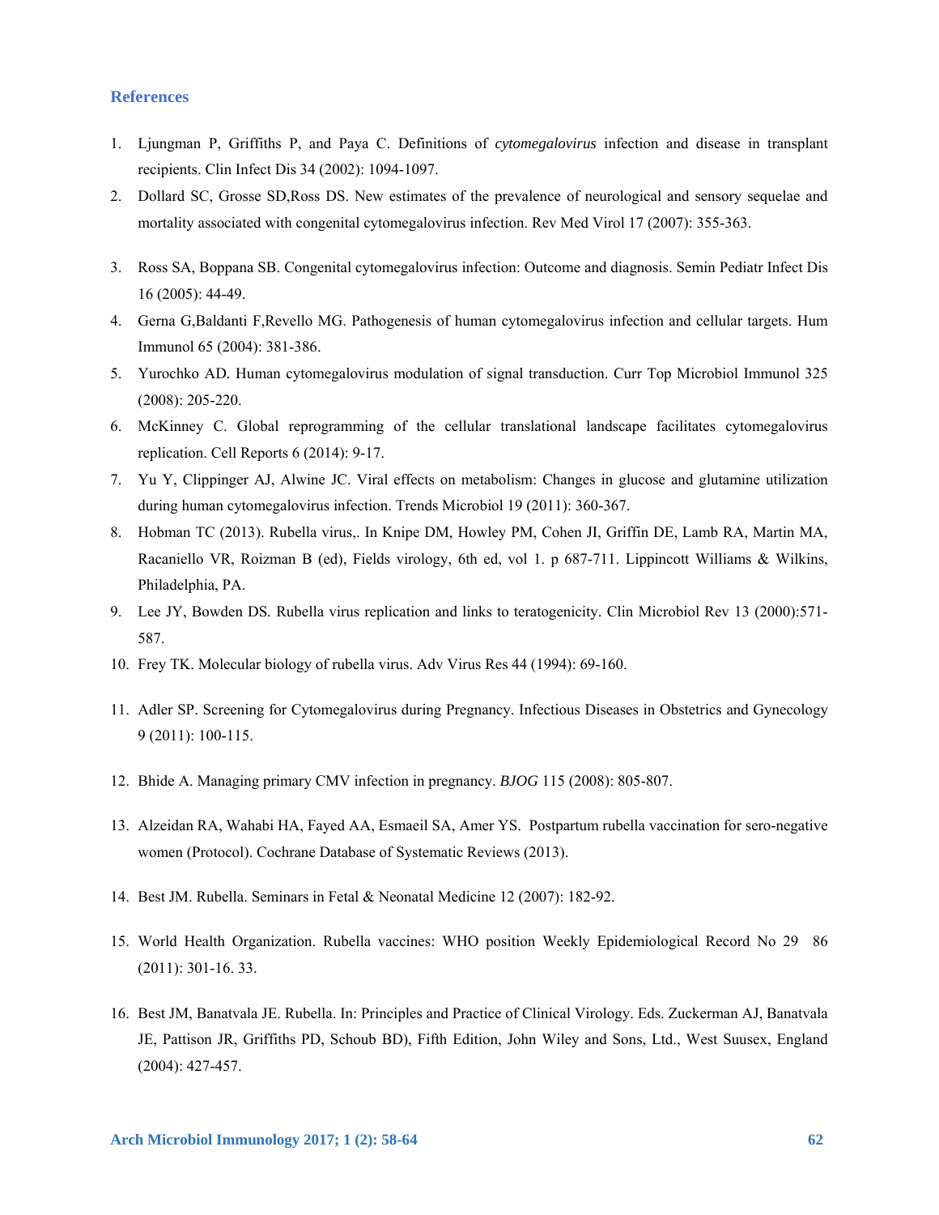## References

1. Ljungman P, Griffiths P, and Paya C. Definitions of *cytomegalovirus* infection and disease in transplant recipients. Clin Infect Dis 34 (2002): 1094-1097.
2. Dollard SC, Grosse SD,Ross DS. New estimates of the prevalence of neurological and sensory sequelae and mortality associated with congenital cytomegalovirus infection. Rev Med Virol 17 (2007): 355-363.
3. Ross SA, Boppana SB. Congenital cytomegalovirus infection: Outcome and diagnosis. Semin Pediatr Infect Dis 16 (2005): 44-49.
4. Gerna G,Baldanti F,Revello MG. Pathogenesis of human cytomegalovirus infection and cellular targets. Hum Immunol 65 (2004): 381-386.
5. Yurochko AD. Human cytomegalovirus modulation of signal transduction. Curr Top Microbiol Immunol 325 (2008): 205-220.
6. McKinney C. Global reprogramming of the cellular translational landscape facilitates cytomegalovirus replication. Cell Reports 6 (2014): 9-17.
7. Yu Y, Clippinger AJ, Alwine JC. Viral effects on metabolism: Changes in glucose and glutamine utilization during human cytomegalovirus infection. Trends Microbiol 19 (2011): 360-367.
8. Hobman TC (2013). Rubella virus,. In Knipe DM, Howley PM, Cohen JI, Griffin DE, Lamb RA, Martin MA, Racaniello VR, Roizman B (ed), Fields virology, 6th ed, vol 1. p 687-711. Lippincott Williams & Wilkins, Philadelphia, PA.
9. Lee JY, Bowden DS. Rubella virus replication and links to teratogenicity. Clin Microbiol Rev 13 (2000):571-587.
10. Frey TK. Molecular biology of rubella virus. Adv Virus Res 44 (1994): 69-160.
11. Adler SP. Screening for Cytomegalovirus during Pregnancy. Infectious Diseases in Obstetrics and Gynecology 9 (2011): 100-115.
12. Bhide A. Managing primary CMV infection in pregnancy. *BJOG* 115 (2008): 805-807.
13. Alzeidan RA, Wahabi HA, Fayed AA, Esmaeil SA, Amer YS. Postpartum rubella vaccination for sero-negative women (Protocol). Cochrane Database of Systematic Reviews (2013).
14. Best JM. Rubella. Seminars in Fetal & Neonatal Medicine 12 (2007): 182-92.
15. World Health Organization. Rubella vaccines: WHO position Weekly Epidemiological Record No 29 86 (2011): 301-16. 33.
16. Best JM, Banatvala JE. Rubella. In: Principles and Practice of Clinical Virology. Eds. Zuckerman AJ, Banatvala JE, Pattison JR, Griffiths PD, Schoub BD), Fifth Edition, John Wiley and Sons, Ltd., West Suusex, England (2004): 427-457.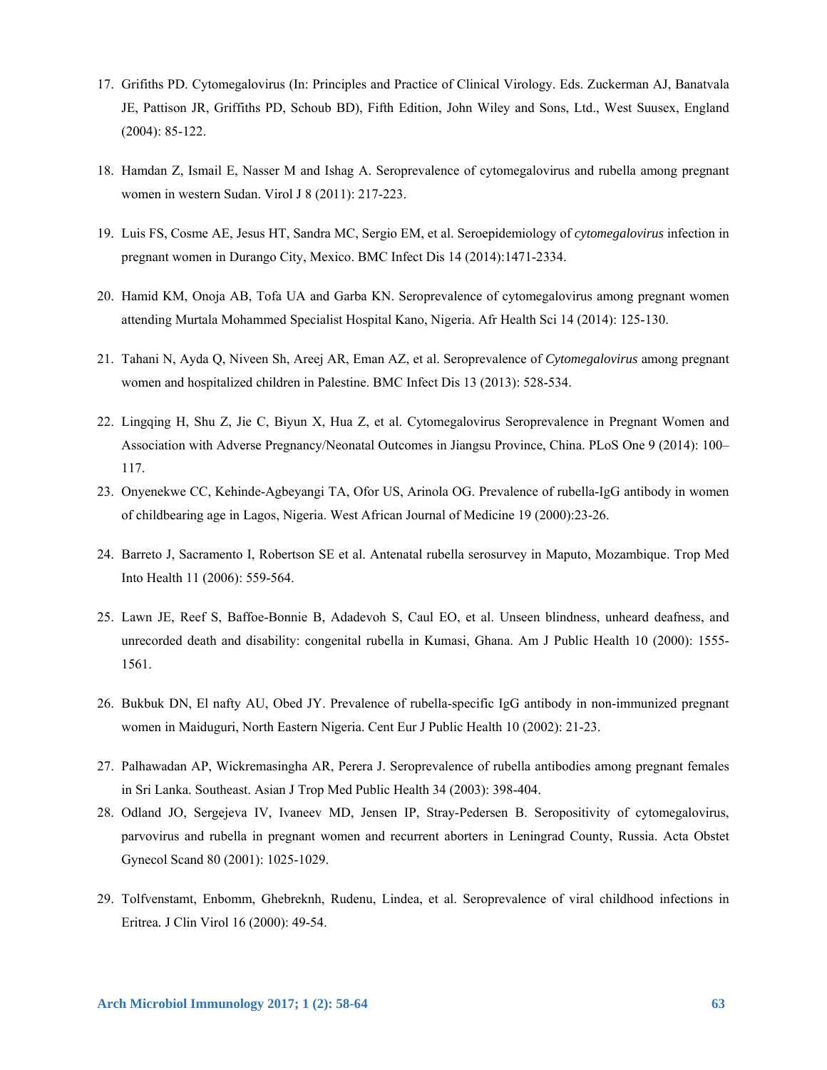17. Grifiths PD. Cytomegalovirus (In: Principles and Practice of Clinical Virology. Eds. Zuckerman AJ, Banatvala JE, Pattison JR, Griffiths PD, Schoub BD), Fifth Edition, John Wiley and Sons, Ltd., West Suusex, England (2004): 85-122.

18. Hamdan Z, Ismail E, Nasser M and Ishag A. Seroprevalence of cytomegalovirus and rubella among pregnant women in western Sudan. Virol J 8 (2011): 217-223.

19. Luis FS, Cosme AE, Jesus HT, Sandra MC, Sergio EM, et al. Seroepidemiology of *cytomegalovirus* infection in pregnant women in Durango City, Mexico. BMC Infect Dis 14 (2014):1471-2334.

20. Hamid KM, Onoja AB, Tofa UA and Garba KN. Seroprevalence of cytomegalovirus among pregnant women attending Murtala Mohammed Specialist Hospital Kano, Nigeria. Afr Health Sci 14 (2014): 125-130.

21. Tahani N, Ayda Q, Niveen Sh, Areej AR, Eman AZ, et al. Seroprevalence of *Cytomegalovirus* among pregnant women and hospitalized children in Palestine. BMC Infect Dis 13 (2013): 528-534.

22. Lingqing H, Shu Z, Jie C, Biyun X, Hua Z, et al. Cytomegalovirus Seroprevalence in Pregnant Women and Association with Adverse Pregnancy/Neonatal Outcomes in Jiangsu Province, China. PLoS One 9 (2014): 100–117.

23. Onyenekwe CC, Kehinde-Agbeyangi TA, Ofor US, Arinola OG. Prevalence of rubella-IgG antibody in women of childbearing age in Lagos, Nigeria. West African Journal of Medicine 19 (2000):23-26.

24. Barreto J, Sacramento I, Robertson SE et al. Antenatal rubella serosurvey in Maputo, Mozambique. Trop Med Into Health 11 (2006): 559-564.

25. Lawn JE, Reef S, Baffoe-Bonnie B, Adadevoh S, Caul EO, et al. Unseen blindness, unheard deafness, and unrecorded death and disability: congenital rubella in Kumasi, Ghana. Am J Public Health 10 (2000): 1555-1561.

26. Bukbuk DN, El nafty AU, Obed JY. Prevalence of rubella-specific IgG antibody in non-immunized pregnant women in Maiduguri, North Eastern Nigeria. Cent Eur J Public Health 10 (2002): 21-23.

27. Palhawadan AP, Wickremasingha AR, Perera J. Seroprevalence of rubella antibodies among pregnant females in Sri Lanka. Southeast. Asian J Trop Med Public Health 34 (2003): 398-404.

28. Odland JO, Sergejeva IV, Ivaneev MD, Jensen IP, Stray-Pedersen B. Seropositivity of cytomegalovirus, parvovirus and rubella in pregnant women and recurrent aborters in Leningrad County, Russia. Acta Obstet Gynecol Scand 80 (2001): 1025-1029.

29. Tolfvenstamt, Enbomm, Ghebreknh, Rudenu, Lindea, et al. Seroprevalence of viral childhood infections in Eritrea. J Clin Virol 16 (2000): 49-54.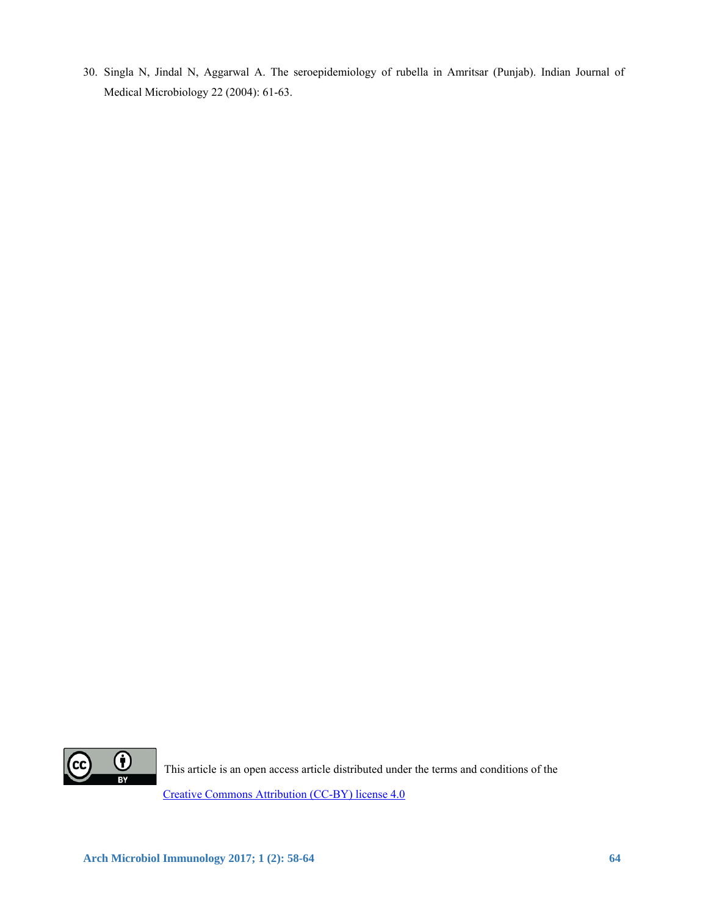30. Singla N, Jindal N, Aggarwal A. The seroepidemiology of rubella in Amritsar (Punjab). Indian Journal of Medical Microbiology 22 (2004): 61-63.

This article is an open access article distributed under the terms and conditions of the Creative Commons Attribution (CC-BY) license 4.0